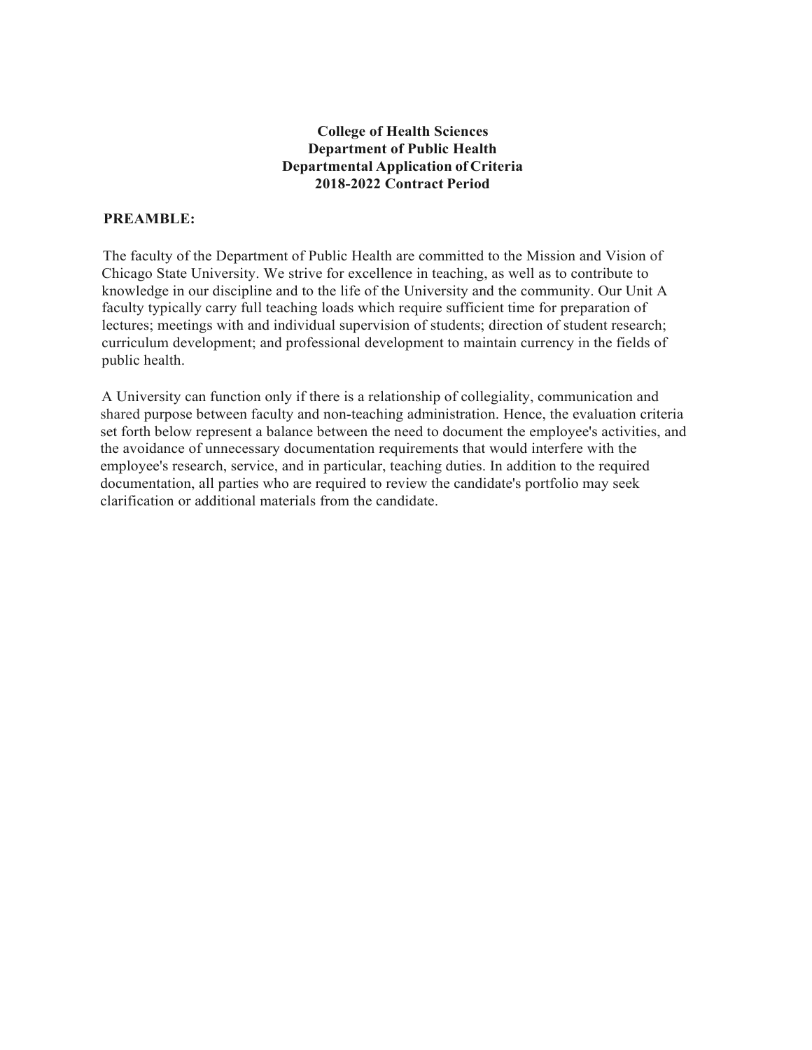**College of Health Sciences**
**Department of Public Health**
**Departmental Application of Criteria**
**2018-2022 Contract Period**

**PREAMBLE:**

The faculty of the Department of Public Health are committed to the Mission and Vision of Chicago State University. We strive for excellence in teaching, as well as to contribute to knowledge in our discipline and to the life of the University and the community. Our Unit A faculty typically carry full teaching loads which require sufficient time for preparation of lectures; meetings with and individual supervision of students; direction of student research; curriculum development; and professional development to maintain currency in the fields of public health.

A University can function only if there is a relationship of collegiality, communication and shared purpose between faculty and non-teaching administration. Hence, the evaluation criteria set forth below represent a balance between the need to document the employee's activities, and the avoidance of unnecessary documentation requirements that would interfere with the employee's research, service, and in particular, teaching duties. In addition to the required documentation, all parties who are required to review the candidate's portfolio may seek clarification or additional materials from the candidate.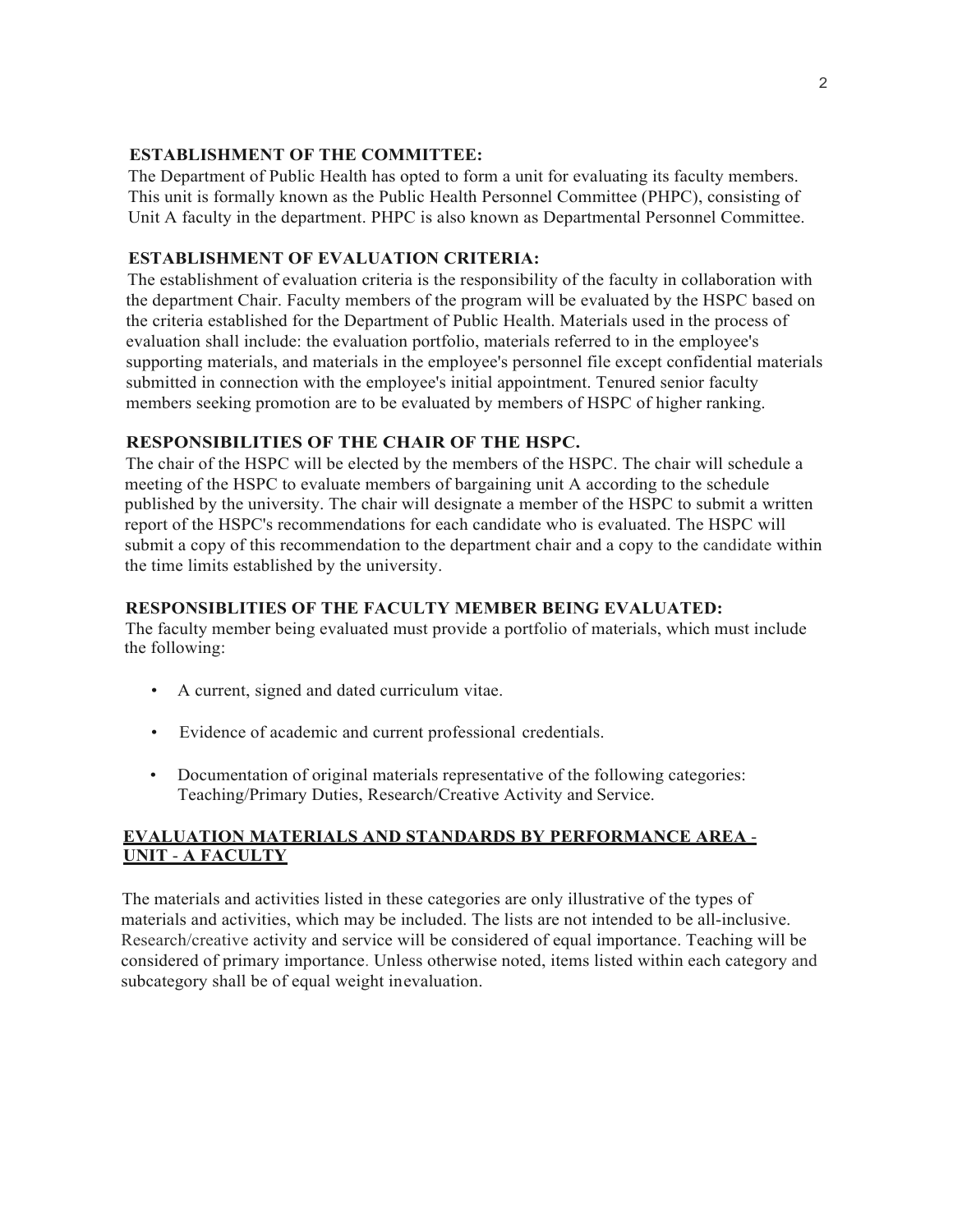**ESTABLISHMENT OF THE COMMITTEE:**

The Department of Public Health has opted to form a unit for evaluating its faculty members. This unit is formally known as the Public Health Personnel Committee (PHPC), consisting of Unit A faculty in the department. PHPC is also known as Departmental Personnel Committee.

**ESTABLISHMENT OF EVALUATION CRITERIA:**

The establishment of evaluation criteria is the responsibility of the faculty in collaboration with the department Chair. Faculty members of the program will be evaluated by the HSPC based on the criteria established for the Department of Public Health. Materials used in the process of evaluation shall include: the evaluation portfolio, materials referred to in the employee's supporting materials, and materials in the employee's personnel file except confidential materials submitted in connection with the employee's initial appointment. Tenured senior faculty members seeking promotion are to be evaluated by members of HSPC of higher ranking.

**RESPONSIBILITIES OF THE CHAIR OF THE HSPC.**

The chair of the HSPC will be elected by the members of the HSPC. The chair will schedule a meeting of the HSPC to evaluate members of bargaining unit A according to the schedule published by the university. The chair will designate a member of the HSPC to submit a written report of the HSPC's recommendations for each candidate who is evaluated. The HSPC will submit a copy of this recommendation to the department chair and a copy to the candidate within the time limits established by the university.

**RESPONSIBLITIES OF THE FACULTY MEMBER BEING EVALUATED:**

The faculty member being evaluated must provide a portfolio of materials, which must include the following:

- A current, signed and dated curriculum vitae.
- Evidence of academic and current professional credentials.
- Documentation of original materials representative of the following categories: Teaching/Primary Duties, Research/Creative Activity and Service.

**EVALUATION MATERIALS AND STANDARDS BY PERFORMANCE AREA - UNIT - A FACULTY**

The materials and activities listed in these categories are only illustrative of the types of materials and activities, which may be included. The lists are not intended to be all-inclusive. Research/creative activity and service will be considered of equal importance. Teaching will be considered of primary importance. Unless otherwise noted, items listed within each category and subcategory shall be of equal weight inevaluation.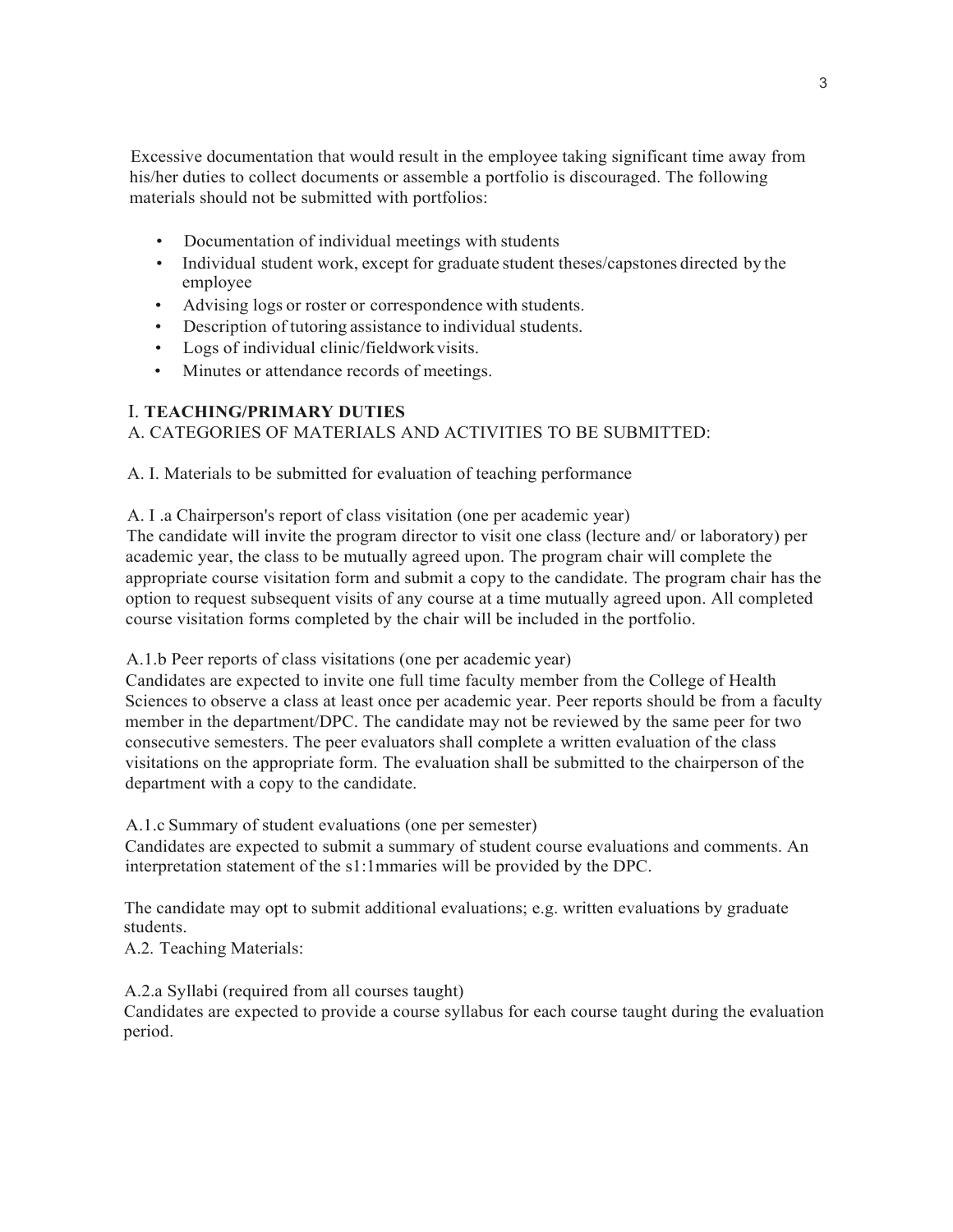Excessive documentation that would result in the employee taking significant time away from his/her duties to collect documents or assemble a portfolio is discouraged. The following materials should not be submitted with portfolios:

- Documentation of individual meetings with students
- Individual student work, except for graduate student theses/capstones directed by the employee
- Advising logs or roster or correspondence with students.
- Description of tutoring assistance to individual students.
- Logs of individual clinic/fieldwork visits.
- Minutes or attendance records of meetings.

## I. TEACHING/PRIMARY DUTIES

A. CATEGORIES OF MATERIALS AND ACTIVITIES TO BE SUBMITTED:

A. I. Materials to be submitted for evaluation of teaching performance

A. I .a Chairperson's report of class visitation (one per academic year)

The candidate will invite the program director to visit one class (lecture and/ or laboratory) per academic year, the class to be mutually agreed upon. The program chair will complete the appropriate course visitation form and submit a copy to the candidate. The program chair has the option to request subsequent visits of any course at a time mutually agreed upon. All completed course visitation forms completed by the chair will be included in the portfolio.

A.1.b Peer reports of class visitations (one per academic year)

Candidates are expected to invite one full time faculty member from the College of Health Sciences to observe a class at least once per academic year. Peer reports should be from a faculty member in the department/DPC. The candidate may not be reviewed by the same peer for two consecutive semesters. The peer evaluators shall complete a written evaluation of the class visitations on the appropriate form. The evaluation shall be submitted to the chairperson of the department with a copy to the candidate.

A.1.c Summary of student evaluations (one per semester)

Candidates are expected to submit a summary of student course evaluations and comments. An interpretation statement of the s1:1mmaries will be provided by the DPC.

The candidate may opt to submit additional evaluations; e.g. written evaluations by graduate students.

A.2. Teaching Materials:

A.2.a Syllabi (required from all courses taught)

Candidates are expected to provide a course syllabus for each course taught during the evaluation period.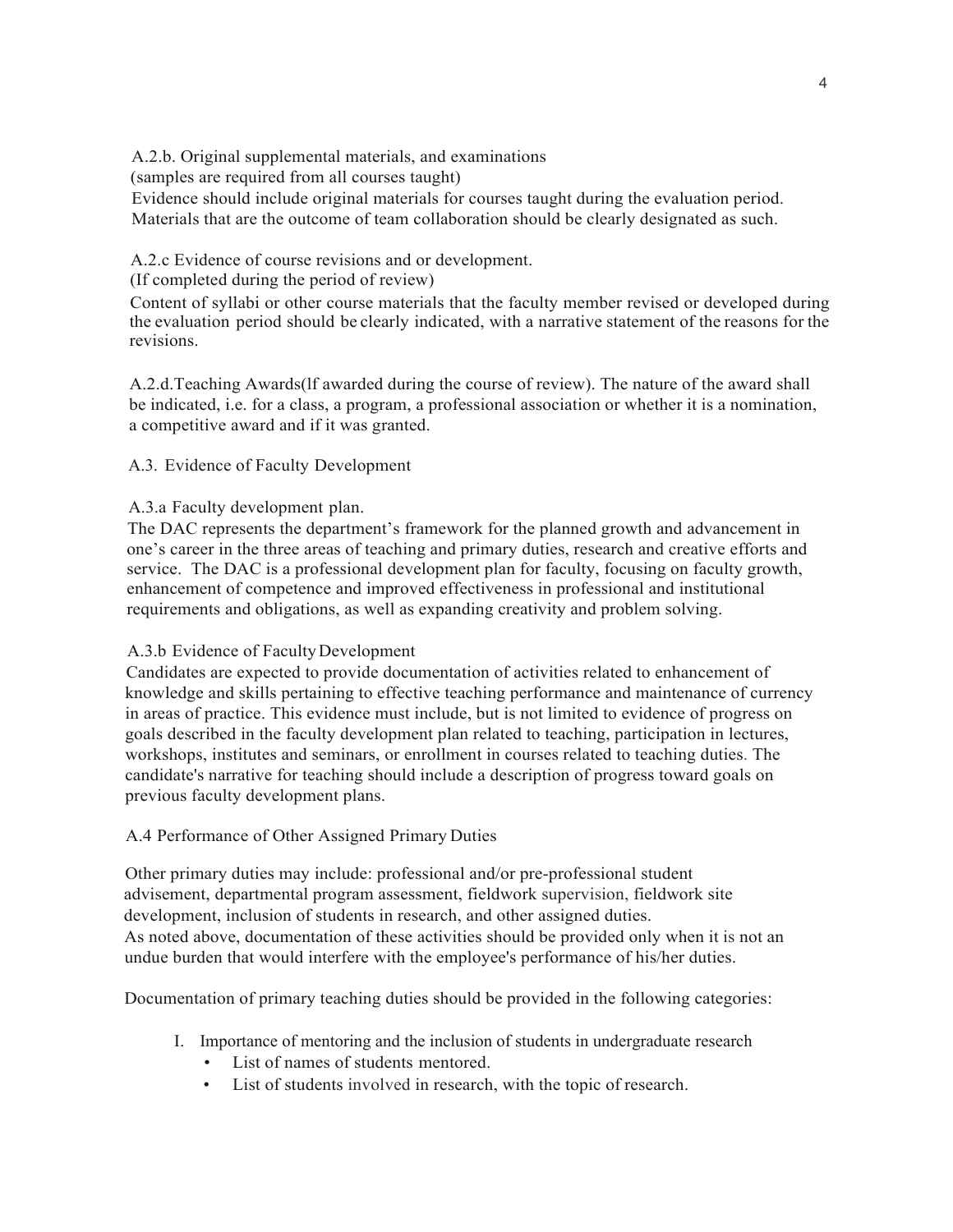A.2.b. Original supplemental materials, and examinations
(samples are required from all courses taught)
Evidence should include original materials for courses taught during the evaluation period. Materials that are the outcome of team collaboration should be clearly designated as such.

A.2.c Evidence of course revisions and or development.
(If completed during the period of review)
Content of syllabi or other course materials that the faculty member revised or developed during the evaluation period should be clearly indicated, with a narrative statement of the reasons for the revisions.

A.2.d.Teaching Awards(If awarded during the course of review). The nature of the award shall be indicated, i.e. for a class, a program, a professional association or whether it is a nomination, a competitive award and if it was granted.

A.3. Evidence of Faculty Development

A.3.a Faculty development plan.
The DAC represents the department's framework for the planned growth and advancement in one's career in the three areas of teaching and primary duties, research and creative efforts and service. The DAC is a professional development plan for faculty, focusing on faculty growth, enhancement of competence and improved effectiveness in professional and institutional requirements and obligations, as well as expanding creativity and problem solving.

A.3.b Evidence of Faculty Development
Candidates are expected to provide documentation of activities related to enhancement of knowledge and skills pertaining to effective teaching performance and maintenance of currency in areas of practice. This evidence must include, but is not limited to evidence of progress on goals described in the faculty development plan related to teaching, participation in lectures, workshops, institutes and seminars, or enrollment in courses related to teaching duties. The candidate's narrative for teaching should include a description of progress toward goals on previous faculty development plans.

A.4 Performance of Other Assigned Primary Duties

Other primary duties may include: professional and/or pre-professional student advisement, departmental program assessment, fieldwork supervision, fieldwork site development, inclusion of students in research, and other assigned duties.
As noted above, documentation of these activities should be provided only when it is not an undue burden that would interfere with the employee's performance of his/her duties.

Documentation of primary teaching duties should be provided in the following categories:

I. Importance of mentoring and the inclusion of students in undergraduate research
   - List of names of students mentored.
   - List of students involved in research, with the topic of research.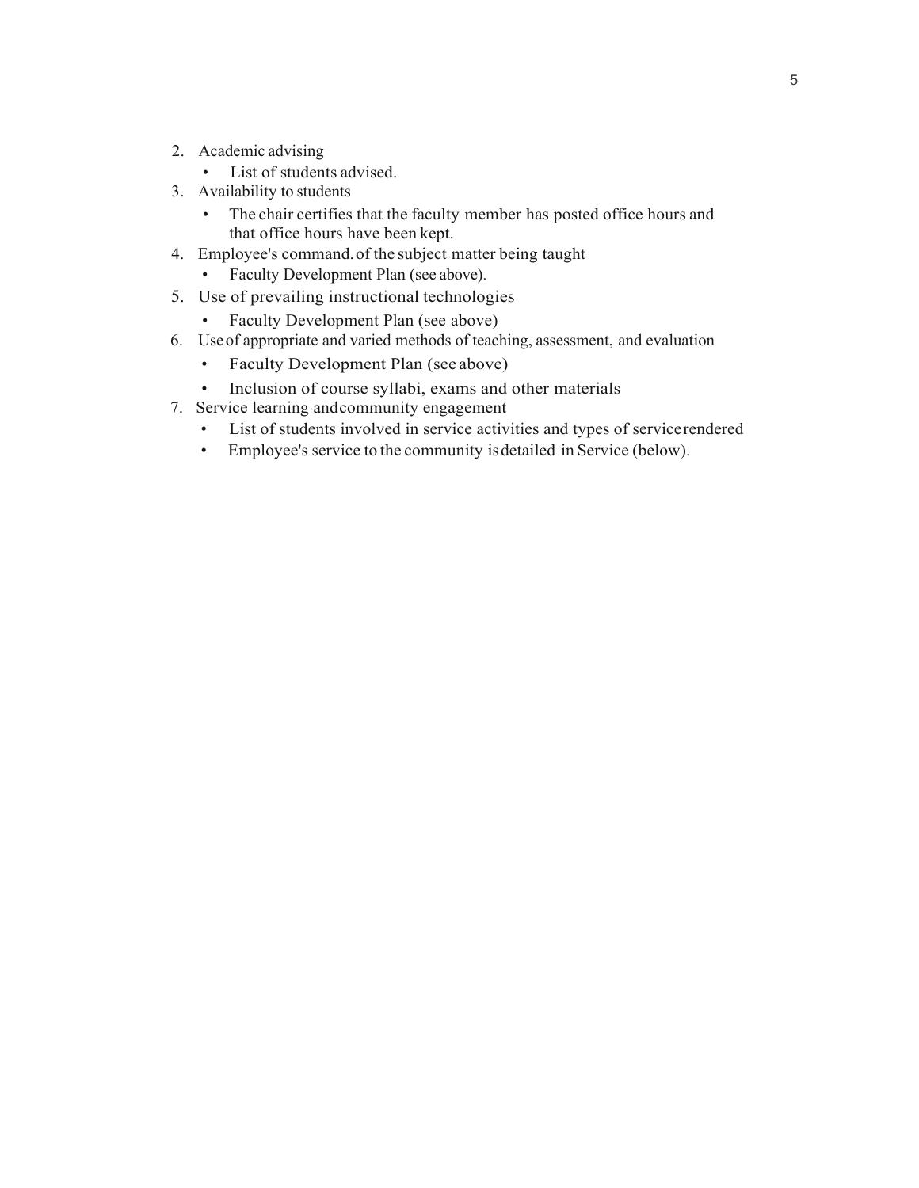2. Academic advising
    - List of students advised.
3. Availability to students
    - The chair certifies that the faculty member has posted office hours and that office hours have been kept.
4. Employee's command. of the subject matter being taught
    - Faculty Development Plan (see above).
5. Use of prevailing instructional technologies
    - Faculty Development Plan (see above)
6. Use of appropriate and varied methods of teaching, assessment, and evaluation
    - Faculty Development Plan (see above)
    - Inclusion of course syllabi, exams and other materials
7. Service learning and community engagement
    - List of students involved in service activities and types of service rendered
    - Employee's service to the community is detailed in Service (below).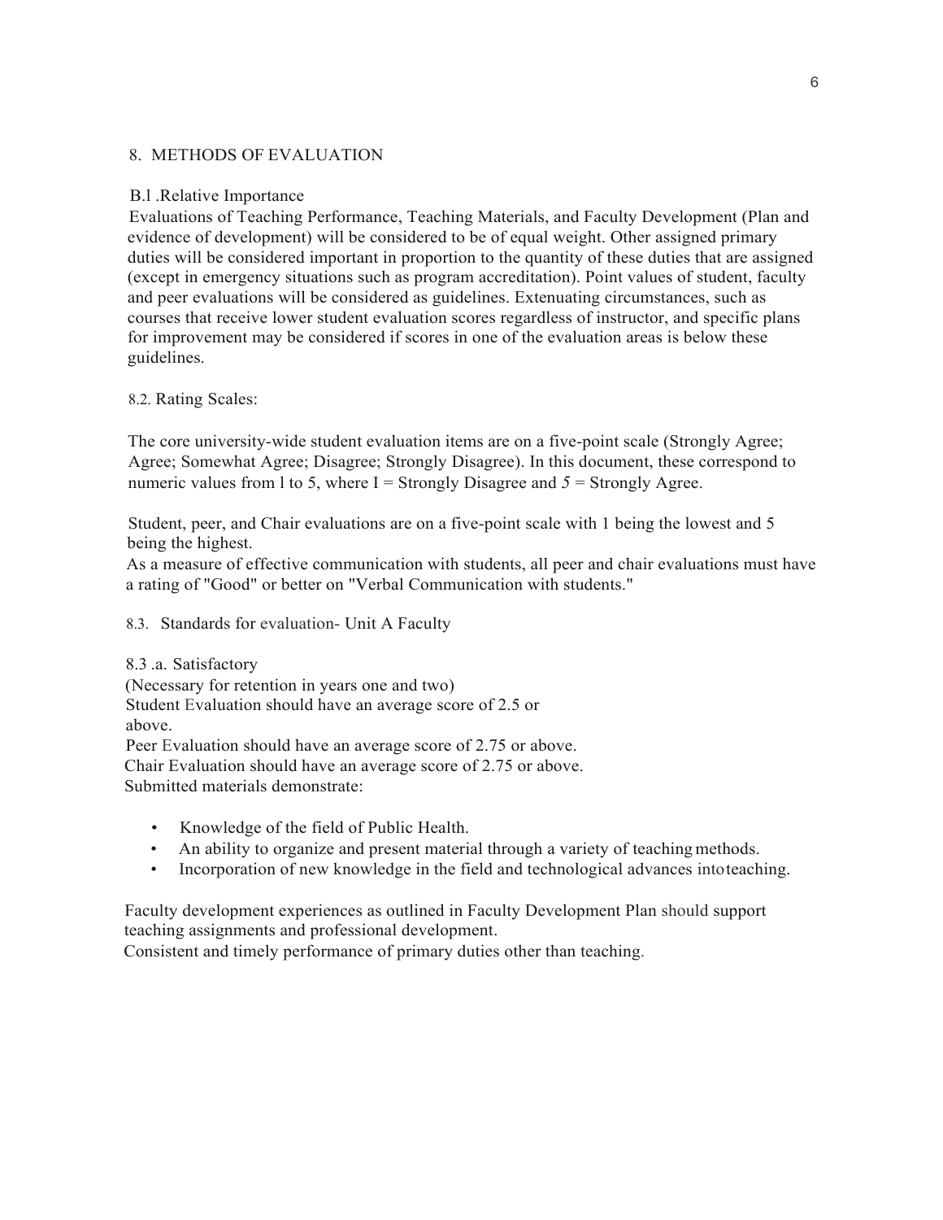## 8. METHODS OF EVALUATION

### B.l .Relative Importance

Evaluations of Teaching Performance, Teaching Materials, and Faculty Development (Plan and evidence of development) will be considered to be of equal weight. Other assigned primary duties will be considered important in proportion to the quantity of these duties that are assigned (except in emergency situations such as program accreditation). Point values of student, faculty and peer evaluations will be considered as guidelines. Extenuating circumstances, such as courses that receive lower student evaluation scores regardless of instructor, and specific plans for improvement may be considered if scores in one of the evaluation areas is below these guidelines.

### 8.2. Rating Scales:

The core university-wide student evaluation items are on a five-point scale (Strongly Agree; Agree; Somewhat Agree; Disagree; Strongly Disagree). In this document, these correspond to numeric values from l to 5, where I = Strongly Disagree and *5* = Strongly Agree.

Student, peer, and Chair evaluations are on a five-point scale with 1 being the lowest and 5 being the highest.

As a measure of effective communication with students, all peer and chair evaluations must have a rating of "Good" or better on "Verbal Communication with students."

### 8.3. Standards for evaluation- Unit A Faculty

#### 8.3 .a. Satisfactory

(Necessary for retention in years one and two)

Student Evaluation should have an average score of 2.5 or above.

Peer Evaluation should have an average score of 2.75 or above.

Chair Evaluation should have an average score of 2.75 or above.

Submitted materials demonstrate:

- Knowledge of the field of Public Health.
- An ability to organize and present material through a variety of teaching methods.
- Incorporation of new knowledge in the field and technological advances into teaching.

Faculty development experiences as outlined in Faculty Development Plan should support teaching assignments and professional development.

Consistent and timely performance of primary duties other than teaching.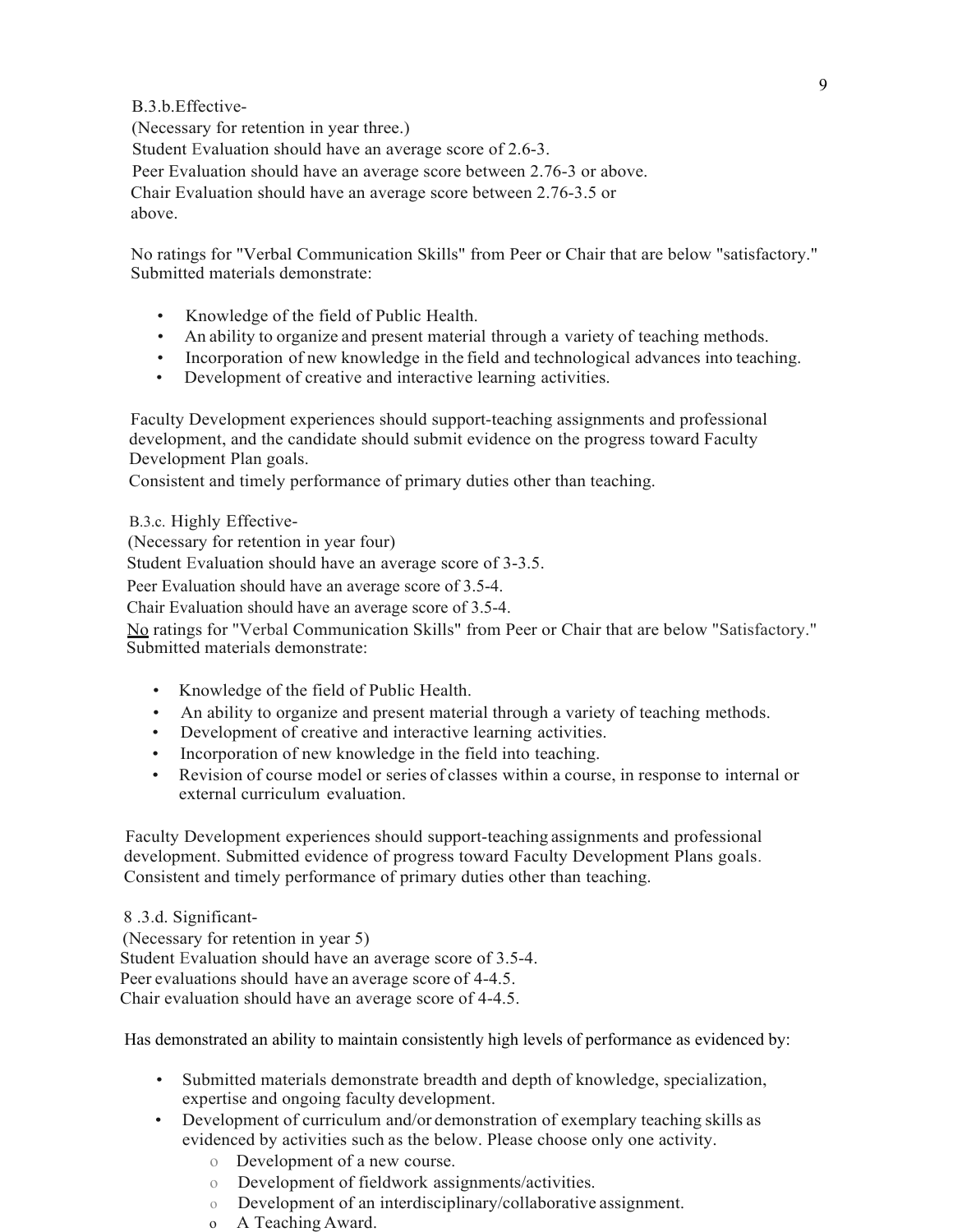B.3.b.Effective-

(Necessary for retention in year three.)

Student Evaluation should have an average score of 2.6-3.

Peer Evaluation should have an average score between 2.76-3 or above.

Chair Evaluation should have an average score between 2.76-3.5 or above.

No ratings for "Verbal Communication Skills" from Peer or Chair that are below "satisfactory."
Submitted materials demonstrate:

- Knowledge of the field of Public Health.
- An ability to organize and present material through a variety of teaching methods.
- Incorporation of new knowledge in the field and technological advances into teaching.
- Development of creative and interactive learning activities.

Faculty Development experiences should support-teaching assignments and professional development, and the candidate should submit evidence on the progress toward Faculty Development Plan goals.

Consistent and timely performance of primary duties other than teaching.

B.3.c. Highly Effective-

(Necessary for retention in year four)

Student Evaluation should have an average score of 3-3.5.

Peer Evaluation should have an average score of 3.5-4.

Chair Evaluation should have an average score of 3.5-4.

No ratings for "Verbal Communication Skills" from Peer or Chair that are below "Satisfactory."
Submitted materials demonstrate:

- Knowledge of the field of Public Health.
- An ability to organize and present material through a variety of teaching methods.
- Development of creative and interactive learning activities.
- Incorporation of new knowledge in the field into teaching.
- Revision of course model or series of classes within a course, in response to internal or external curriculum evaluation.

Faculty Development experiences should support-teaching assignments and professional development. Submitted evidence of progress toward Faculty Development Plans goals.
Consistent and timely performance of primary duties other than teaching.

8 .3.d. Significant-

(Necessary for retention in year 5)

Student Evaluation should have an average score of 3.5-4.

Peer evaluations should have an average score of 4-4.5.

Chair evaluation should have an average score of 4-4.5.

Has demonstrated an ability to maintain consistently high levels of performance as evidenced by:

- Submitted materials demonstrate breadth and depth of knowledge, specialization, expertise and ongoing faculty development.
- Development of curriculum and/or demonstration of exemplary teaching skills as evidenced by activities such as the below. Please choose only one activity.
  - Development of a new course.
  - Development of fieldwork assignments/activities.
  - Development of an interdisciplinary/collaborative assignment.
  - A Teaching Award.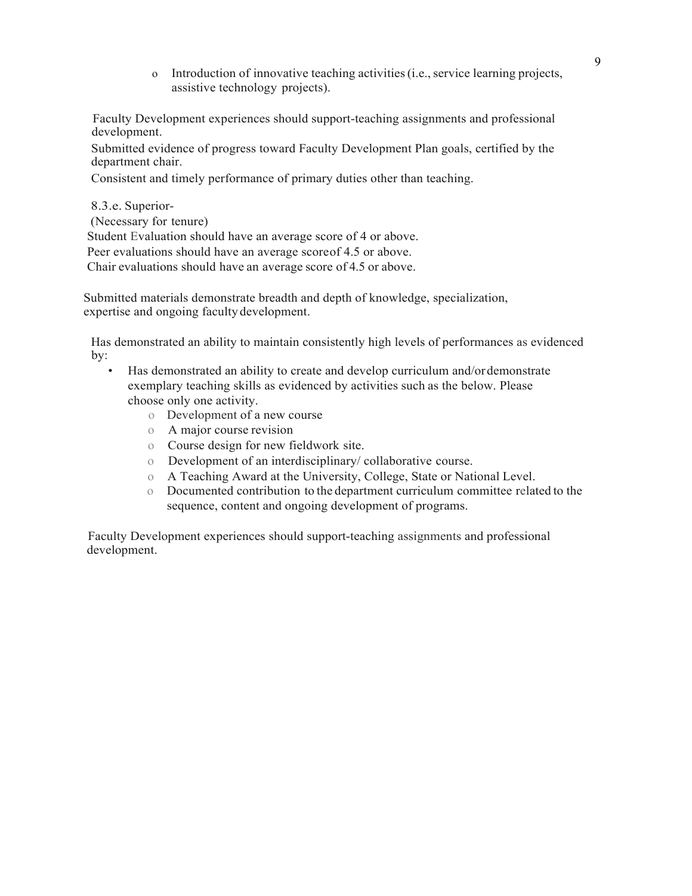- Introduction of innovative teaching activities (i.e., service learning projects, assistive technology projects).

Faculty Development experiences should support-teaching assignments and professional development.

Submitted evidence of progress toward Faculty Development Plan goals, certified by the department chair.

Consistent and timely performance of primary duties other than teaching.

8.3.e. Superior-

(Necessary for tenure)

Student Evaluation should have an average score of 4 or above.

Peer evaluations should have an average score of 4.5 or above.

Chair evaluations should have an average score of 4.5 or above.

Submitted materials demonstrate breadth and depth of knowledge, specialization, expertise and ongoing faculty development.

Has demonstrated an ability to maintain consistently high levels of performances as evidenced by:

- Has demonstrated an ability to create and develop curriculum and/or demonstrate exemplary teaching skills as evidenced by activities such as the below. Please choose only one activity.
  - Development of a new course
  - A major course revision
  - Course design for new fieldwork site.
  - Development of an interdisciplinary/ collaborative course.
  - A Teaching Award at the University, College, State or National Level.
  - Documented contribution to the department curriculum committee related to the sequence, content and ongoing development of programs.

Faculty Development experiences should support-teaching assignments and professional development.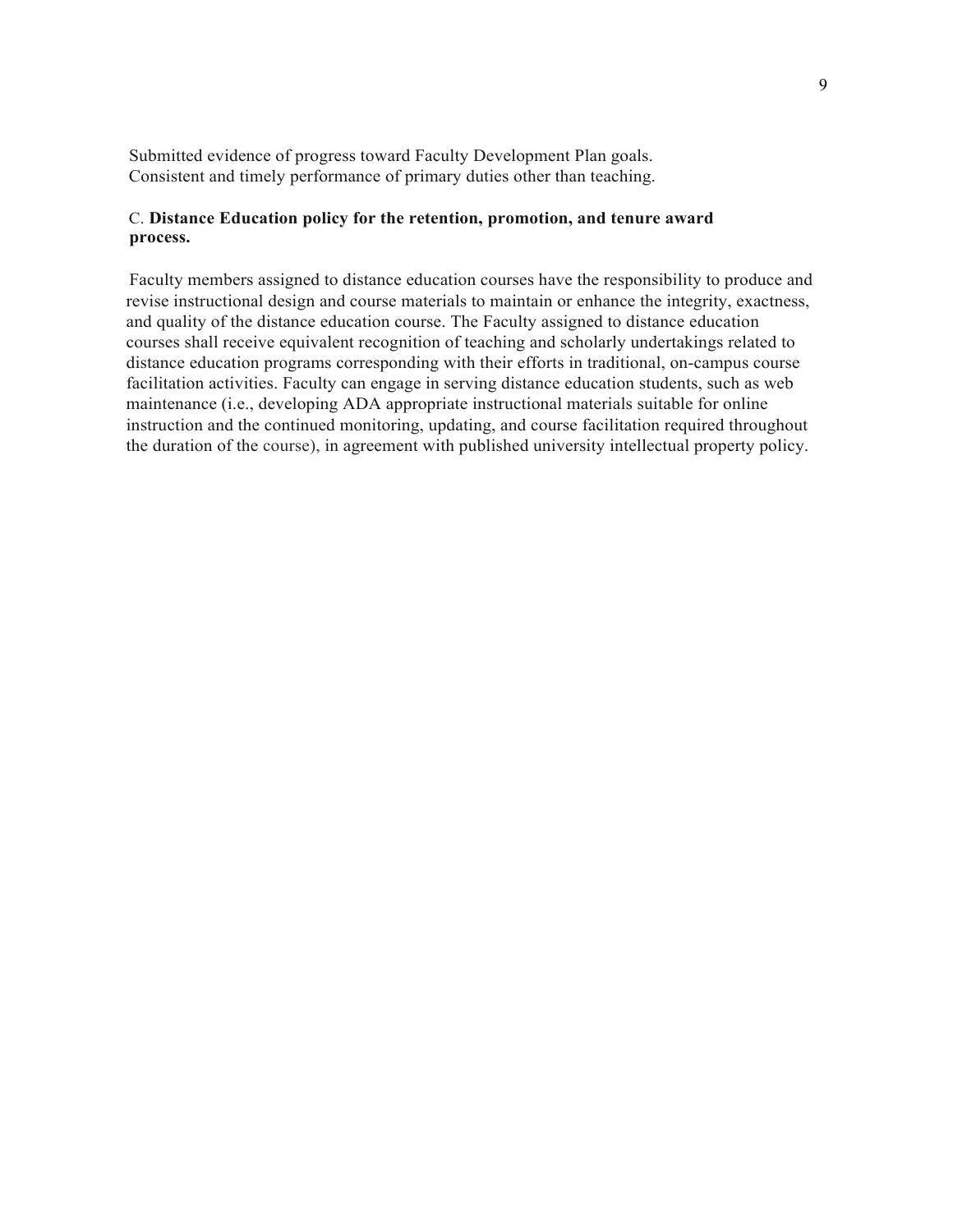Submitted evidence of progress toward Faculty Development Plan goals.
Consistent and timely performance of primary duties other than teaching.

### C. **Distance Education policy for the retention, promotion, and tenure award process.**

Faculty members assigned to distance education courses have the responsibility to produce and revise instructional design and course materials to maintain or enhance the integrity, exactness, and quality of the distance education course. The Faculty assigned to distance education courses shall receive equivalent recognition of teaching and scholarly undertakings related to distance education programs corresponding with their efforts in traditional, on-campus course facilitation activities. Faculty can engage in serving distance education students, such as web maintenance (i.e., developing ADA appropriate instructional materials suitable for online instruction and the continued monitoring, updating, and course facilitation required throughout the duration of the course), in agreement with published university intellectual property policy.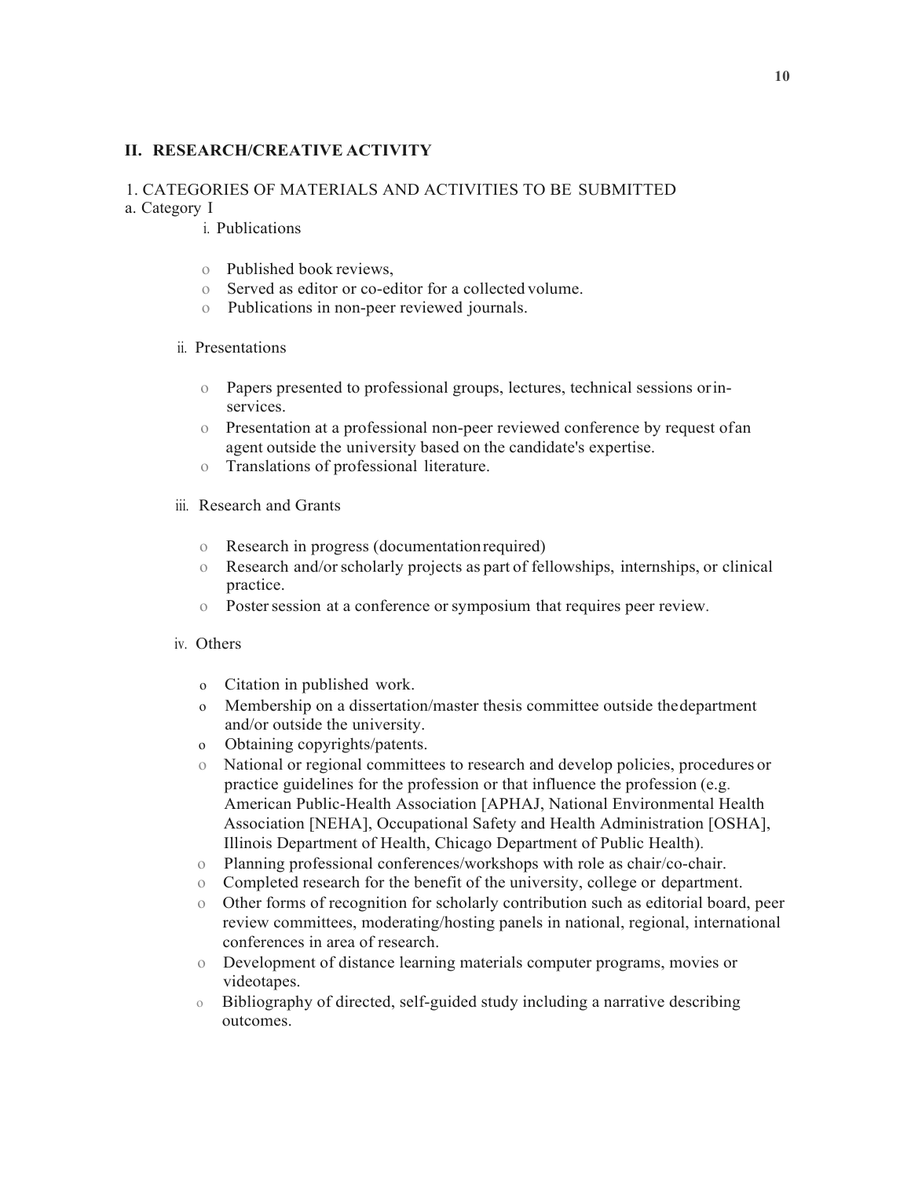## II. RESEARCH/CREATIVE ACTIVITY

1. CATEGORIES OF MATERIALS AND ACTIVITIES TO BE SUBMITTED

a. Category I

i. Publications

- Published book reviews,
- Served as editor or co-editor for a collected volume.
- Publications in non-peer reviewed journals.

ii. Presentations

- Papers presented to professional groups, lectures, technical sessions or in-services.
- Presentation at a professional non-peer reviewed conference by request of an agent outside the university based on the candidate's expertise.
- Translations of professional literature.

iii. Research and Grants

- Research in progress (documentation required)
- Research and/or scholarly projects as part of fellowships, internships, or clinical practice.
- Poster session at a conference or symposium that requires peer review.

iv. Others

- Citation in published work.
- Membership on a dissertation/master thesis committee outside the department and/or outside the university.
- Obtaining copyrights/patents.
- National or regional committees to research and develop policies, procedures or practice guidelines for the profession or that influence the profession (e.g. American Public-Health Association [APHAJ, National Environmental Health Association [NEHA], Occupational Safety and Health Administration [OSHA], Illinois Department of Health, Chicago Department of Public Health).
- Planning professional conferences/workshops with role as chair/co-chair.
- Completed research for the benefit of the university, college or department.
- Other forms of recognition for scholarly contribution such as editorial board, peer review committees, moderating/hosting panels in national, regional, international conferences in area of research.
- Development of distance learning materials computer programs, movies or videotapes.
- Bibliography of directed, self-guided study including a narrative describing outcomes.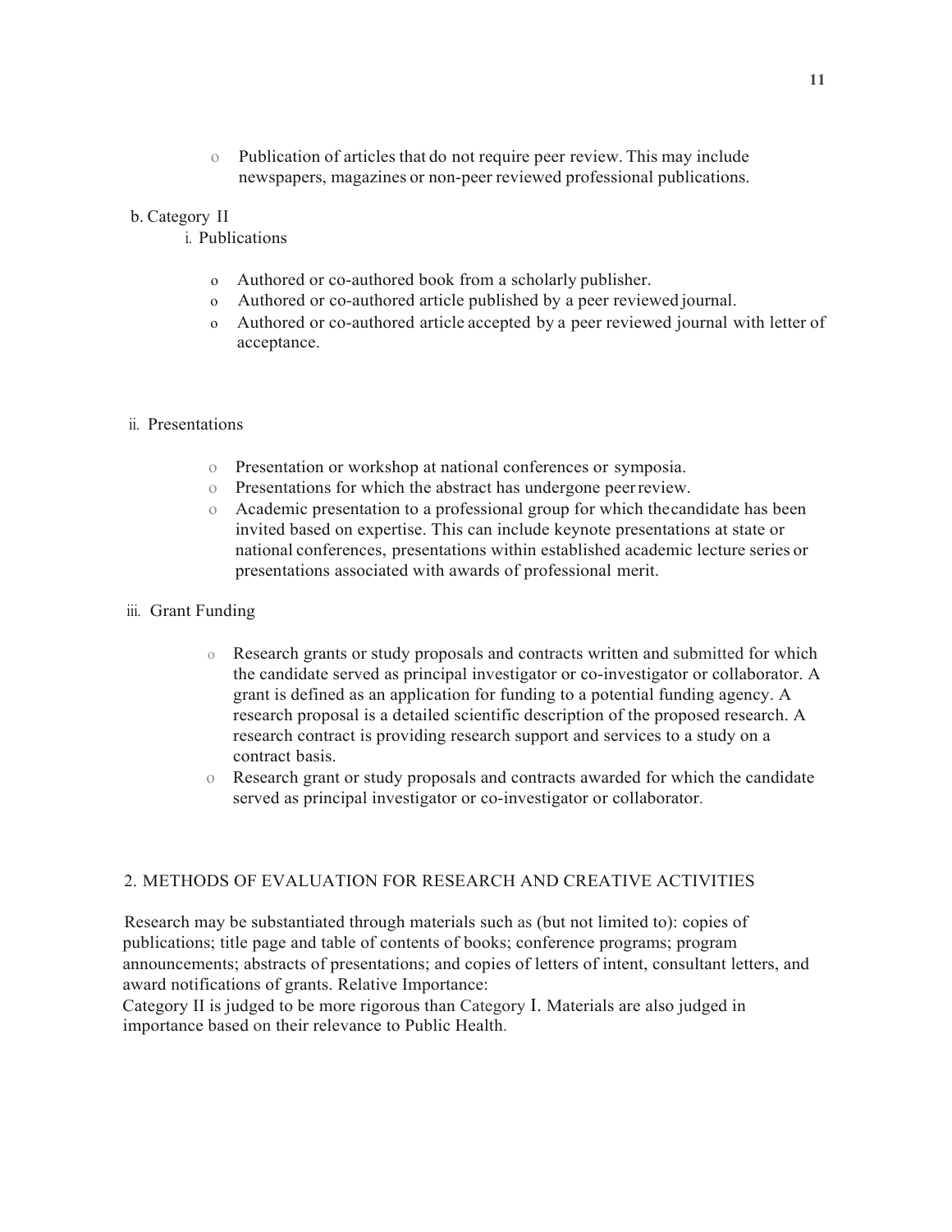- Publication of articles that do not require peer review. This may include newspapers, magazines or non-peer reviewed professional publications.

b. Category II

i. Publications

- Authored or co-authored book from a scholarly publisher.
- Authored or co-authored article published by a peer reviewed journal.
- Authored or co-authored article accepted by a peer reviewed journal with letter of acceptance.

ii. Presentations

- Presentation or workshop at national conferences or symposia.
- Presentations for which the abstract has undergone peer review.
- Academic presentation to a professional group for which the candidate has been invited based on expertise. This can include keynote presentations at state or national conferences, presentations within established academic lecture series or presentations associated with awards of professional merit.

iii. Grant Funding

- Research grants or study proposals and contracts written and submitted for which the candidate served as principal investigator or co-investigator or collaborator. A grant is defined as an application for funding to a potential funding agency. A research proposal is a detailed scientific description of the proposed research. A research contract is providing research support and services to a study on a contract basis.
- Research grant or study proposals and contracts awarded for which the candidate served as principal investigator or co-investigator or collaborator.

2. METHODS OF EVALUATION FOR RESEARCH AND CREATIVE ACTIVITIES

Research may be substantiated through materials such as (but not limited to): copies of publications; title page and table of contents of books; conference programs; program announcements; abstracts of presentations; and copies of letters of intent, consultant letters, and award notifications of grants. Relative Importance:
Category II is judged to be more rigorous than Category I. Materials are also judged in importance based on their relevance to Public Health.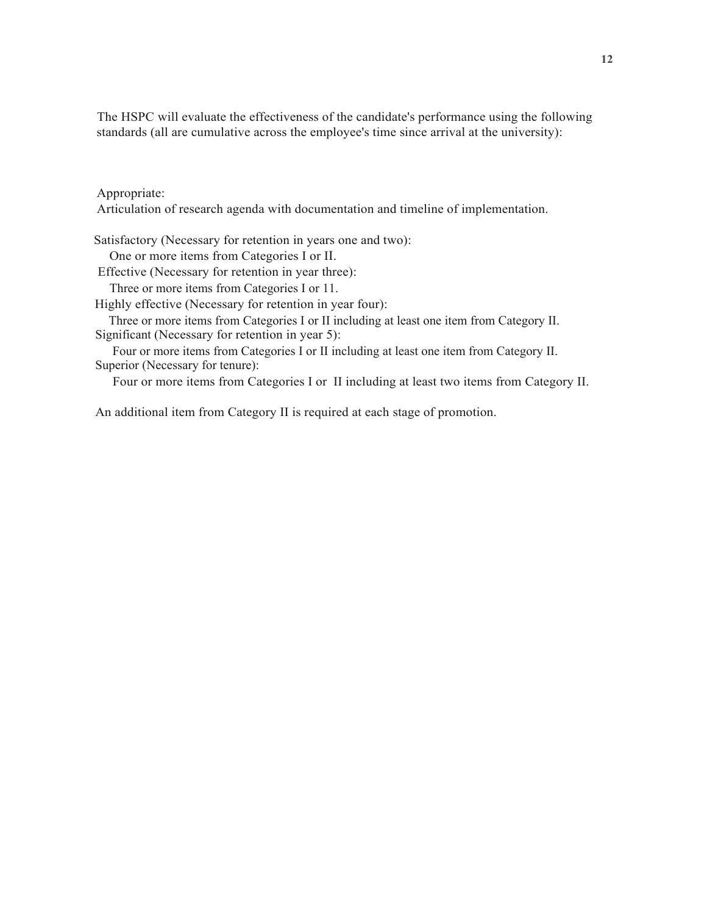The HSPC will evaluate the effectiveness of the candidate's performance using the following standards (all are cumulative across the employee's time since arrival at the university):

Appropriate:
Articulation of research agenda with documentation and timeline of implementation.

Satisfactory (Necessary for retention in years one and two):
One or more items from Categories I or II.

Effective (Necessary for retention in year three):
Three or more items from Categories I or 11.

Highly effective (Necessary for retention in year four):
Three or more items from Categories I or II including at least one item from Category II.

Significant (Necessary for retention in year 5):
Four or more items from Categories I or II including at least one item from Category II.

Superior (Necessary for tenure):
Four or more items from Categories I or II including at least two items from Category II.

An additional item from Category II is required at each stage of promotion.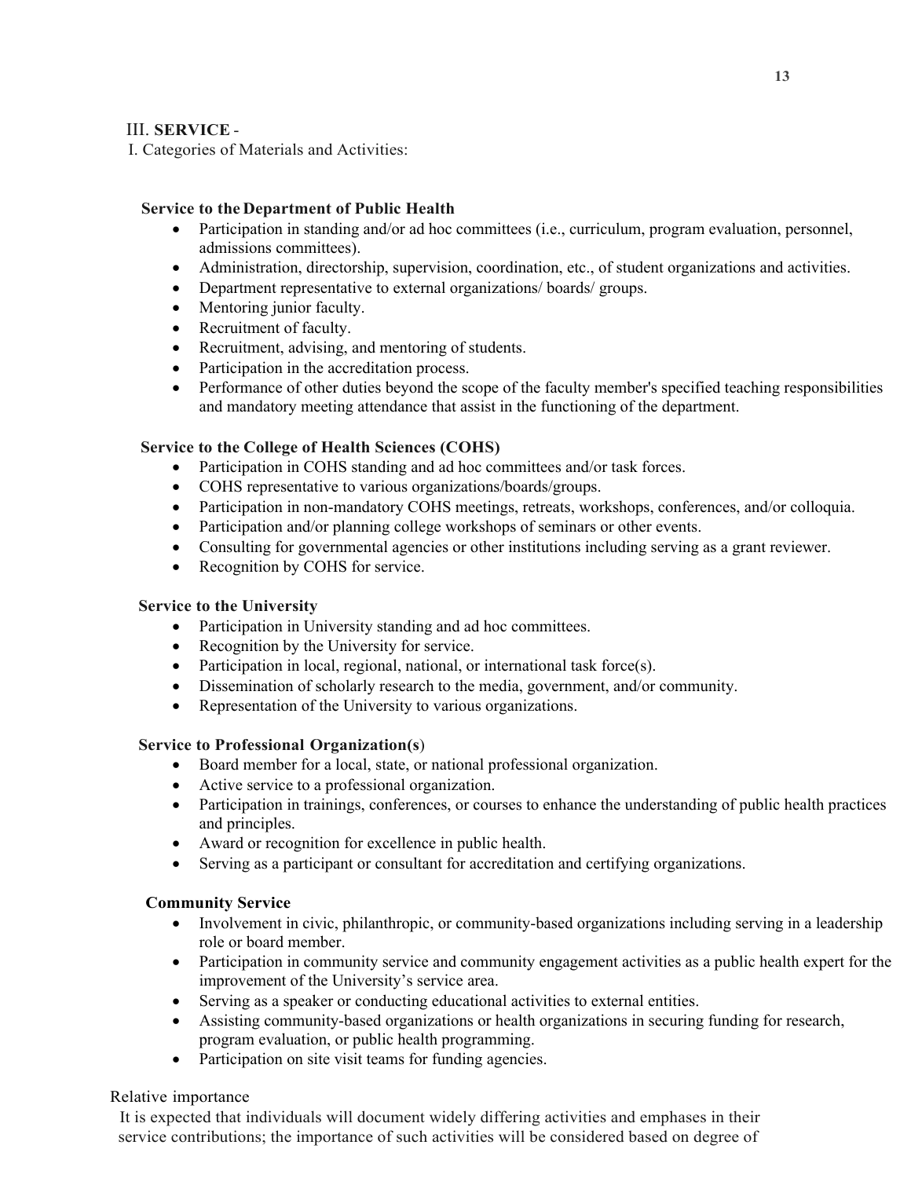## III. **SERVICE** -

I. Categories of Materials and Activities:

### Service to the Department of Public Health

- Participation in standing and/or ad hoc committees (i.e., curriculum, program evaluation, personnel, admissions committees).
- Administration, directorship, supervision, coordination, etc., of student organizations and activities.
- Department representative to external organizations/ boards/ groups.
- Mentoring junior faculty.
- Recruitment of faculty.
- Recruitment, advising, and mentoring of students.
- Participation in the accreditation process.
- Performance of other duties beyond the scope of the faculty member's specified teaching responsibilities and mandatory meeting attendance that assist in the functioning of the department.

### Service to the College of Health Sciences (COHS)

- Participation in COHS standing and ad hoc committees and/or task forces.
- COHS representative to various organizations/boards/groups.
- Participation in non-mandatory COHS meetings, retreats, workshops, conferences, and/or colloquia.
- Participation and/or planning college workshops of seminars or other events.
- Consulting for governmental agencies or other institutions including serving as a grant reviewer.
- Recognition by COHS for service.

### Service to the University

- Participation in University standing and ad hoc committees.
- Recognition by the University for service.
- Participation in local, regional, national, or international task force(s).
- Dissemination of scholarly research to the media, government, and/or community.
- Representation of the University to various organizations.

### Service to Professional Organization(s)

- Board member for a local, state, or national professional organization.
- Active service to a professional organization.
- Participation in trainings, conferences, or courses to enhance the understanding of public health practices and principles.
- Award or recognition for excellence in public health.
- Serving as a participant or consultant for accreditation and certifying organizations.

### Community Service

- Involvement in civic, philanthropic, or community-based organizations including serving in a leadership role or board member.
- Participation in community service and community engagement activities as a public health expert for the improvement of the University's service area.
- Serving as a speaker or conducting educational activities to external entities.
- Assisting community-based organizations or health organizations in securing funding for research, program evaluation, or public health programming.
- Participation on site visit teams for funding agencies.

Relative importance

It is expected that individuals will document widely differing activities and emphases in their service contributions; the importance of such activities will be considered based on degree of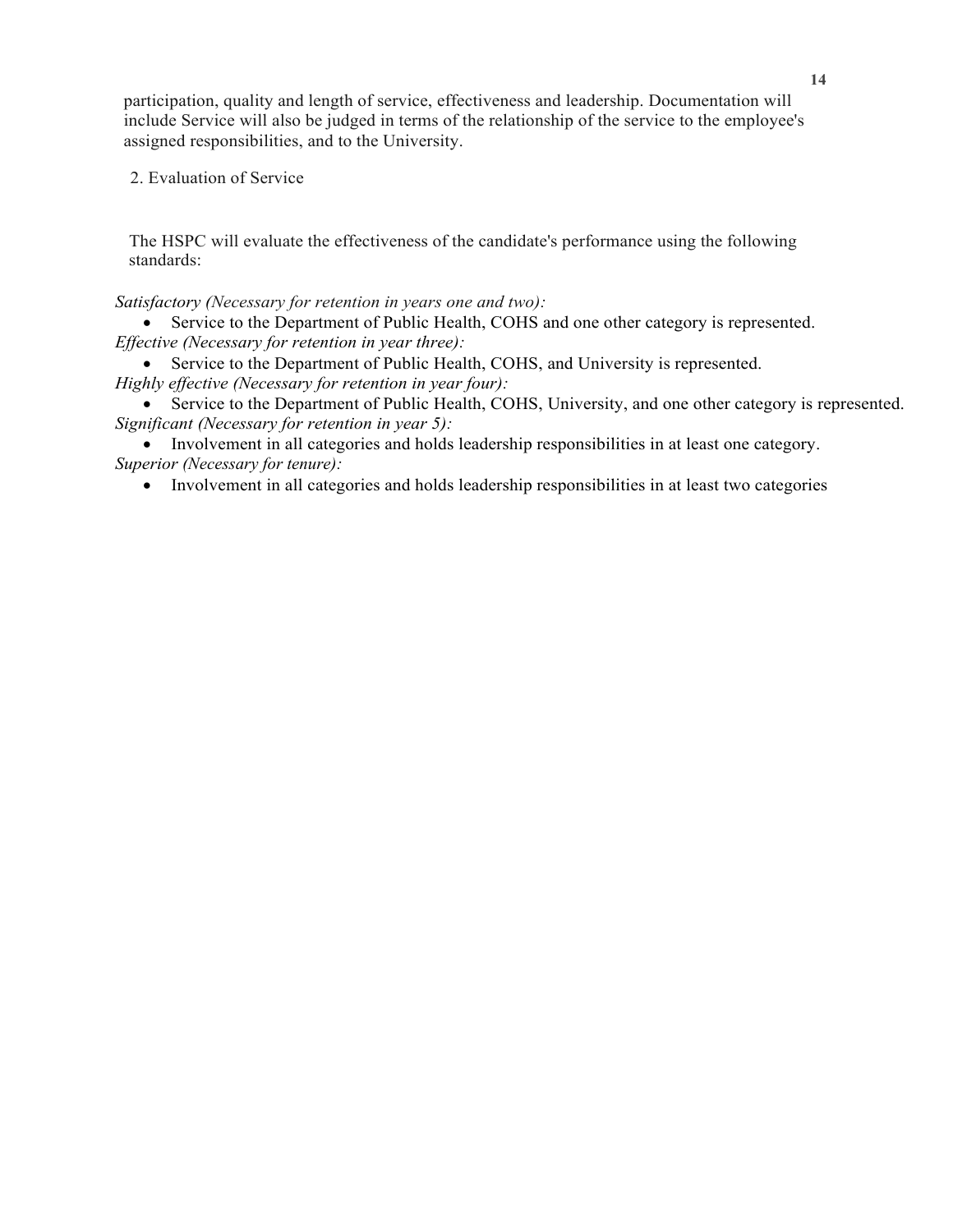participation, quality and length of service, effectiveness and leadership. Documentation will include Service will also be judged in terms of the relationship of the service to the employee's assigned responsibilities, and to the University.

2. Evaluation of Service

The HSPC will evaluate the effectiveness of the candidate's performance using the following standards:

*Satisfactory (Necessary for retention in years one and two):*

- Service to the Department of Public Health, COHS and one other category is represented.

*Effective (Necessary for retention in year three):*

- Service to the Department of Public Health, COHS, and University is represented.

*Highly effective (Necessary for retention in year four):*

- Service to the Department of Public Health, COHS, University, and one other category is represented.

*Significant (Necessary for retention in year 5):*

- Involvement in all categories and holds leadership responsibilities in at least one category.

*Superior (Necessary for tenure):*

- Involvement in all categories and holds leadership responsibilities in at least two categories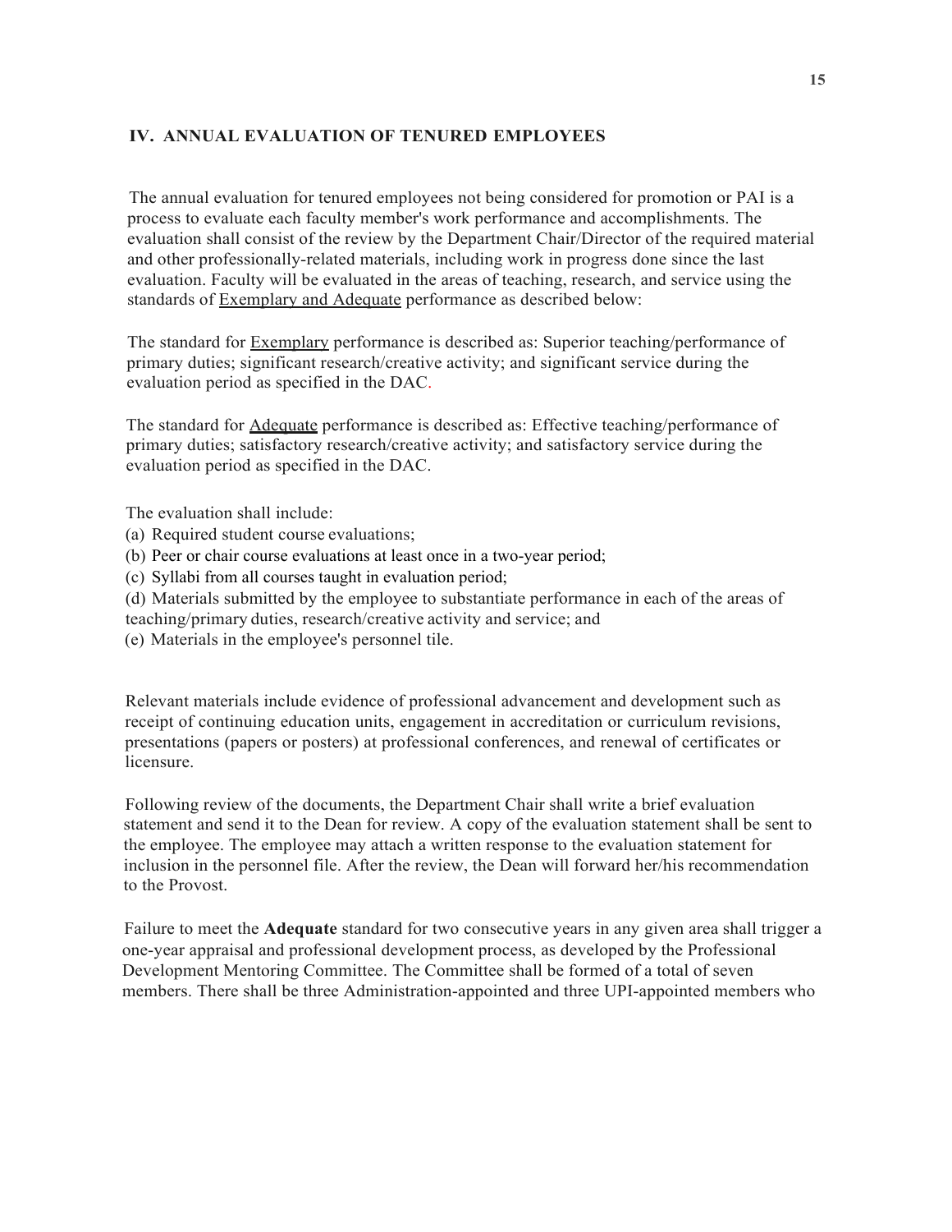## IV. ANNUAL EVALUATION OF TENURED EMPLOYEES

The annual evaluation for tenured employees not being considered for promotion or PAI is a process to evaluate each faculty member's work performance and accomplishments. The evaluation shall consist of the review by the Department Chair/Director of the required material and other professionally-related materials, including work in progress done since the last evaluation. Faculty will be evaluated in the areas of teaching, research, and service using the standards of Exemplary and Adequate performance as described below:

The standard for Exemplary performance is described as: Superior teaching/performance of primary duties; significant research/creative activity; and significant service during the evaluation period as specified in the DAC.

The standard for Adequate performance is described as: Effective teaching/performance of primary duties; satisfactory research/creative activity; and satisfactory service during the evaluation period as specified in the DAC.

The evaluation shall include:

(a) Required student course evaluations;
(b) Peer or chair course evaluations at least once in a two-year period;
(c) Syllabi from all courses taught in evaluation period;
(d) Materials submitted by the employee to substantiate performance in each of the areas of teaching/primary duties, research/creative activity and service; and
(e) Materials in the employee's personnel tile.

Relevant materials include evidence of professional advancement and development such as receipt of continuing education units, engagement in accreditation or curriculum revisions, presentations (papers or posters) at professional conferences, and renewal of certificates or licensure.

Following review of the documents, the Department Chair shall write a brief evaluation statement and send it to the Dean for review. A copy of the evaluation statement shall be sent to the employee. The employee may attach a written response to the evaluation statement for inclusion in the personnel file. After the review, the Dean will forward her/his recommendation to the Provost.

Failure to meet the **Adequate** standard for two consecutive years in any given area shall trigger a one-year appraisal and professional development process, as developed by the Professional Development Mentoring Committee. The Committee shall be formed of a total of seven members. There shall be three Administration-appointed and three UPI-appointed members who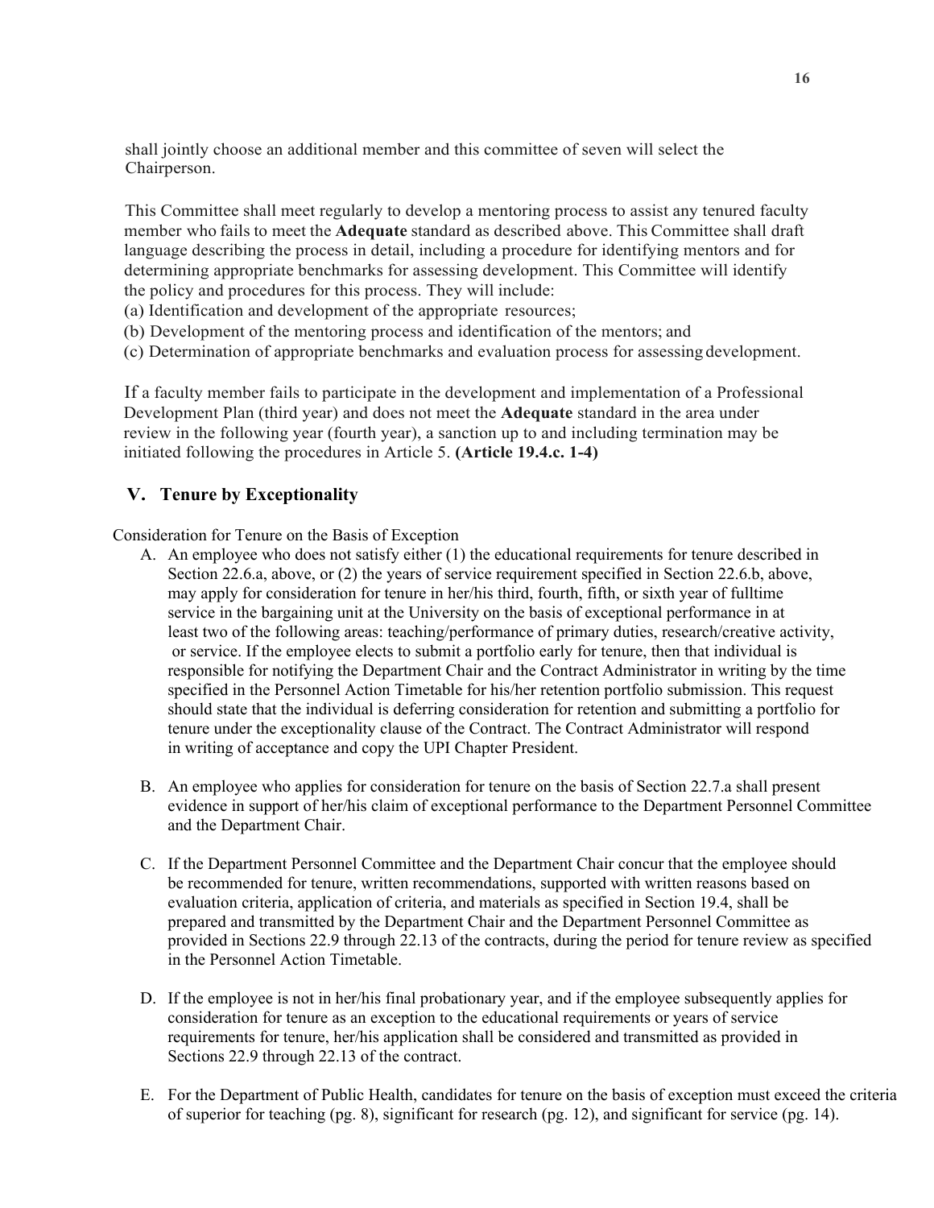shall jointly choose an additional member and this committee of seven will select the Chairperson.

This Committee shall meet regularly to develop a mentoring process to assist any tenured faculty member who fails to meet the **Adequate** standard as described above. This Committee shall draft language describing the process in detail, including a procedure for identifying mentors and for determining appropriate benchmarks for assessing development. This Committee will identify the policy and procedures for this process. They will include:

(a) Identification and development of the appropriate resources;
(b) Development of the mentoring process and identification of the mentors; and
(c) Determination of appropriate benchmarks and evaluation process for assessing development.

If a faculty member fails to participate in the development and implementation of a Professional Development Plan (third year) and does not meet the **Adequate** standard in the area under review in the following year (fourth year), a sanction up to and including termination may be initiated following the procedures in Article 5. **(Article 19.4.c. 1-4)**

## V. Tenure by Exceptionality

Consideration for Tenure on the Basis of Exception

A. An employee who does not satisfy either (1) the educational requirements for tenure described in Section 22.6.a, above, or (2) the years of service requirement specified in Section 22.6.b, above, may apply for consideration for tenure in her/his third, fourth, fifth, or sixth year of fulltime service in the bargaining unit at the University on the basis of exceptional performance in at least two of the following areas: teaching/performance of primary duties, research/creative activity, or service. If the employee elects to submit a portfolio early for tenure, then that individual is responsible for notifying the Department Chair and the Contract Administrator in writing by the time specified in the Personnel Action Timetable for his/her retention portfolio submission. This request should state that the individual is deferring consideration for retention and submitting a portfolio for tenure under the exceptionality clause of the Contract. The Contract Administrator will respond in writing of acceptance and copy the UPI Chapter President.

B. An employee who applies for consideration for tenure on the basis of Section 22.7.a shall present evidence in support of her/his claim of exceptional performance to the Department Personnel Committee and the Department Chair.

C. If the Department Personnel Committee and the Department Chair concur that the employee should be recommended for tenure, written recommendations, supported with written reasons based on evaluation criteria, application of criteria, and materials as specified in Section 19.4, shall be prepared and transmitted by the Department Chair and the Department Personnel Committee as provided in Sections 22.9 through 22.13 of the contracts, during the period for tenure review as specified in the Personnel Action Timetable.

D. If the employee is not in her/his final probationary year, and if the employee subsequently applies for consideration for tenure as an exception to the educational requirements or years of service requirements for tenure, her/his application shall be considered and transmitted as provided in Sections 22.9 through 22.13 of the contract.

E. For the Department of Public Health, candidates for tenure on the basis of exception must exceed the criteria of superior for teaching (pg. 8), significant for research (pg. 12), and significant for service (pg. 14).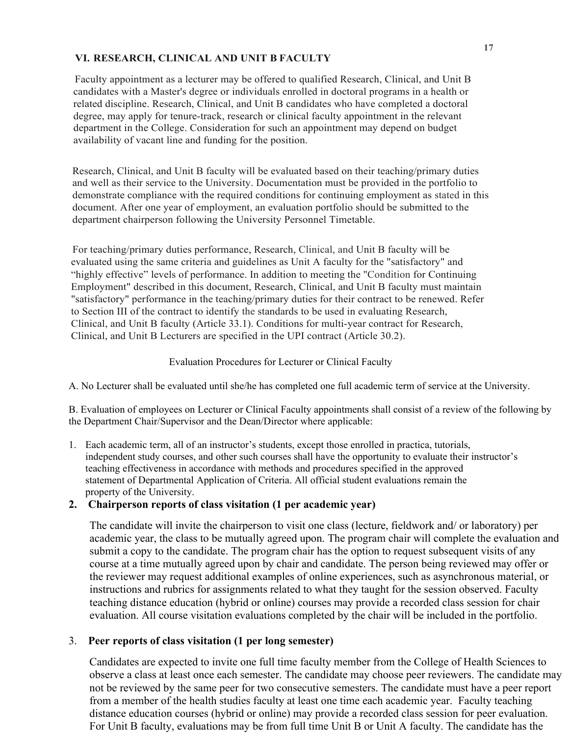## VI. RESEARCH, CLINICAL AND UNIT B FACULTY

Faculty appointment as a lecturer may be offered to qualified Research, Clinical, and Unit B candidates with a Master's degree or individuals enrolled in doctoral programs in a health or related discipline. Research, Clinical, and Unit B candidates who have completed a doctoral degree, may apply for tenure-track, research or clinical faculty appointment in the relevant department in the College. Consideration for such an appointment may depend on budget availability of vacant line and funding for the position.

Research, Clinical, and Unit B faculty will be evaluated based on their teaching/primary duties and well as their service to the University. Documentation must be provided in the portfolio to demonstrate compliance with the required conditions for continuing employment as stated in this document. After one year of employment, an evaluation portfolio should be submitted to the department chairperson following the University Personnel Timetable.

For teaching/primary duties performance, Research, Clinical, and Unit B faculty will be evaluated using the same criteria and guidelines as Unit A faculty for the "satisfactory" and "highly effective" levels of performance. In addition to meeting the "Condition for Continuing Employment" described in this document, Research, Clinical, and Unit B faculty must maintain "satisfactory" performance in the teaching/primary duties for their contract to be renewed. Refer to Section III of the contract to identify the standards to be used in evaluating Research, Clinical, and Unit B faculty (Article 33.1). Conditions for multi-year contract for Research, Clinical, and Unit B Lecturers are specified in the UPI contract (Article 30.2).

Evaluation Procedures for Lecturer or Clinical Faculty

A. No Lecturer shall be evaluated until she/he has completed one full academic term of service at the University.

B. Evaluation of employees on Lecturer or Clinical Faculty appointments shall consist of a review of the following by the Department Chair/Supervisor and the Dean/Director where applicable:

1. Each academic term, all of an instructor's students, except those enrolled in practica, tutorials, independent study courses, and other such courses shall have the opportunity to evaluate their instructor's teaching effectiveness in accordance with methods and procedures specified in the approved statement of Departmental Application of Criteria. All official student evaluations remain the property of the University.

2. **Chairperson reports of class visitation (1 per academic year)**

   The candidate will invite the chairperson to visit one class (lecture, fieldwork and/ or laboratory) per academic year, the class to be mutually agreed upon. The program chair will complete the evaluation and submit a copy to the candidate. The program chair has the option to request subsequent visits of any course at a time mutually agreed upon by chair and candidate. The person being reviewed may offer or the reviewer may request additional examples of online experiences, such as asynchronous material, or instructions and rubrics for assignments related to what they taught for the session observed. Faculty teaching distance education (hybrid or online) courses may provide a recorded class session for chair evaluation. All course visitation evaluations completed by the chair will be included in the portfolio.

3. **Peer reports of class visitation (1 per long semester)**

   Candidates are expected to invite one full time faculty member from the College of Health Sciences to observe a class at least once each semester. The candidate may choose peer reviewers. The candidate may not be reviewed by the same peer for two consecutive semesters. The candidate must have a peer report from a member of the health studies faculty at least one time each academic year. Faculty teaching distance education courses (hybrid or online) may provide a recorded class session for peer evaluation. For Unit B faculty, evaluations may be from full time Unit B or Unit A faculty. The candidate has the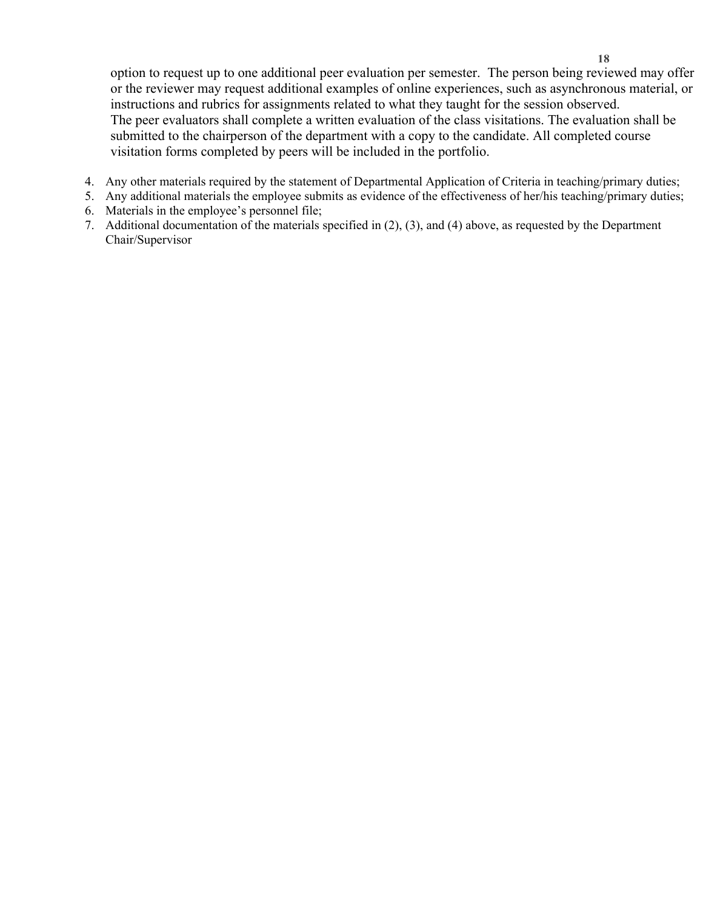option to request up to one additional peer evaluation per semester. The person being reviewed may offer or the reviewer may request additional examples of online experiences, such as asynchronous material, or instructions and rubrics for assignments related to what they taught for the session observed.
The peer evaluators shall complete a written evaluation of the class visitations. The evaluation shall be submitted to the chairperson of the department with a copy to the candidate. All completed course visitation forms completed by peers will be included in the portfolio.

4. Any other materials required by the statement of Departmental Application of Criteria in teaching/primary duties;
5. Any additional materials the employee submits as evidence of the effectiveness of her/his teaching/primary duties;
6. Materials in the employee's personnel file;
7. Additional documentation of the materials specified in (2), (3), and (4) above, as requested by the Department Chair/Supervisor